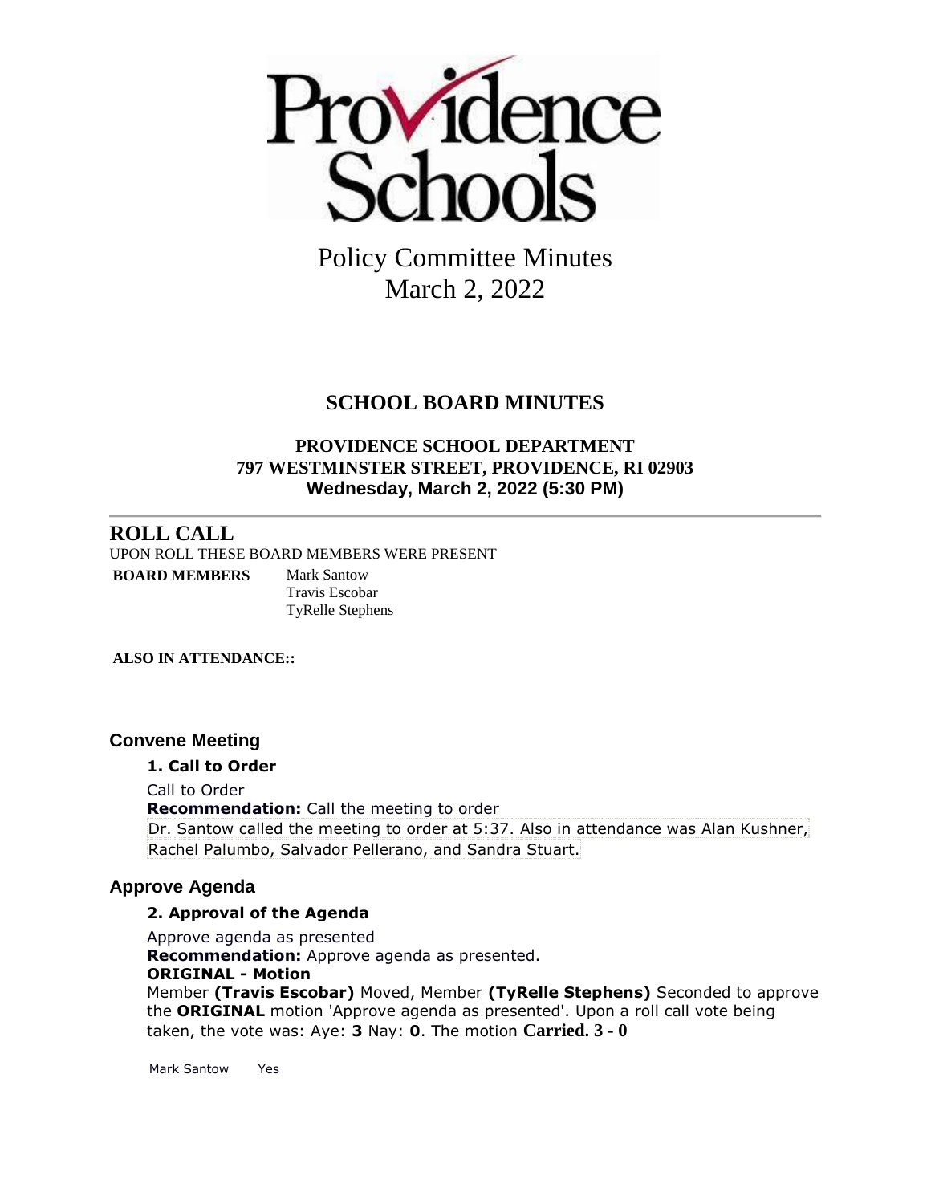Providence Schools

# Policy Committee Minutes
# March 2, 2022

## SCHOOL BOARD MINUTES

**PROVIDENCE SCHOOL DEPARTMENT**
**797 WESTMINSTER STREET, PROVIDENCE, RI 02903**
**Wednesday, March 2, 2022 (5:30 PM)**

---

## ROLL CALL

UPON ROLL THESE BOARD MEMBERS WERE PRESENT

| **BOARD MEMBERS** | Mark Santow<br>Travis Escobar<br>TyRelle Stephens |
|---|---|

**ALSO IN ATTENDANCE::**

### Convene Meeting

**1. Call to Order**

Call to Order
**Recommendation:** Call the meeting to order
Dr. Santow called the meeting to order at 5:37. Also in attendance was Alan Kushner, Rachel Palumbo, Salvador Pellerano, and Sandra Stuart.

### Approve Agenda

**2. Approval of the Agenda**

Approve agenda as presented
**Recommendation:** Approve agenda as presented.
**ORIGINAL - Motion**
Member **(Travis Escobar)** Moved, Member **(TyRelle Stephens)** Seconded to approve the **ORIGINAL** motion 'Approve agenda as presented'. Upon a roll call vote being taken, the vote was: Aye: **3** Nay: **0**. The motion **Carried. 3 - 0**

| Mark Santow | Yes |
|---|---|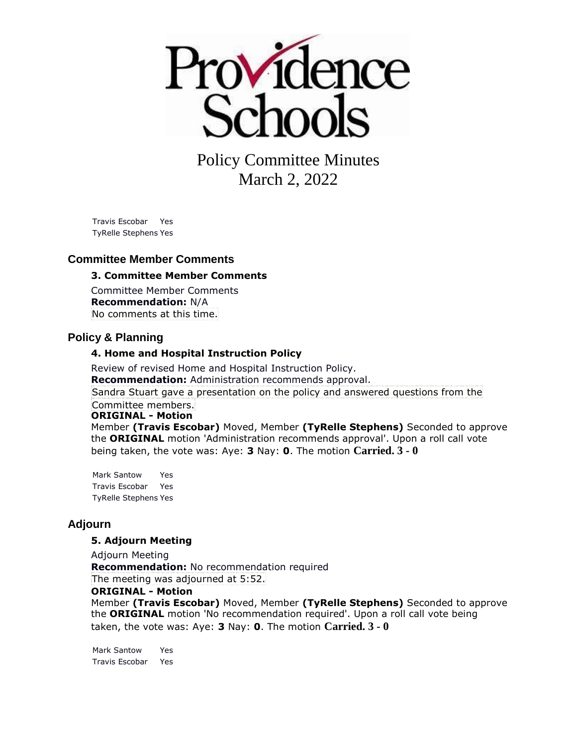Policy Committee Minutes
March 2, 2022

Travis Escobar Yes
TyRelle Stephens Yes

## Committee Member Comments

### 3. Committee Member Comments

Committee Member Comments
**Recommendation:** N/A
No comments at this time.

## Policy & Planning

### 4. Home and Hospital Instruction Policy

Review of revised Home and Hospital Instruction Policy.
**Recommendation:** Administration recommends approval.
Sandra Stuart gave a presentation on the policy and answered questions from the Committee members.
**ORIGINAL - Motion**
Member **(Travis Escobar)** Moved, Member **(TyRelle Stephens)** Seconded to approve the **ORIGINAL** motion 'Administration recommends approval'. Upon a roll call vote being taken, the vote was: Aye: **3** Nay: **0**. The motion **Carried. 3 - 0**

Mark Santow Yes
Travis Escobar Yes
TyRelle Stephens Yes

## Adjourn

### 5. Adjourn Meeting

Adjourn Meeting
**Recommendation:** No recommendation required
The meeting was adjourned at 5:52.
**ORIGINAL - Motion**
Member **(Travis Escobar)** Moved, Member **(TyRelle Stephens)** Seconded to approve the **ORIGINAL** motion 'No recommendation required'. Upon a roll call vote being taken, the vote was: Aye: **3** Nay: **0**. The motion **Carried. 3 - 0**

Mark Santow Yes
Travis Escobar Yes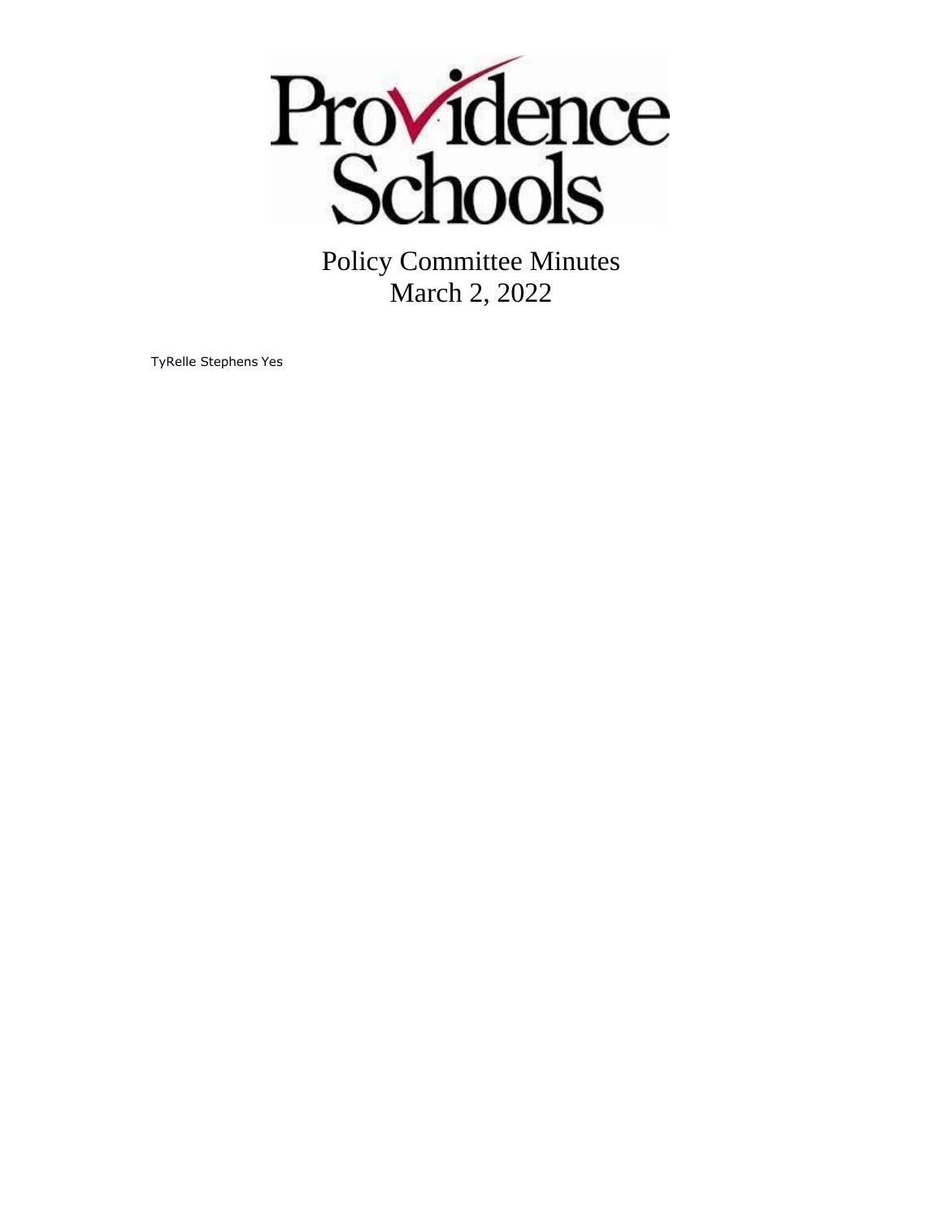Providence Schools

Policy Committee Minutes
March 2, 2022

TyRelle Stephens Yes